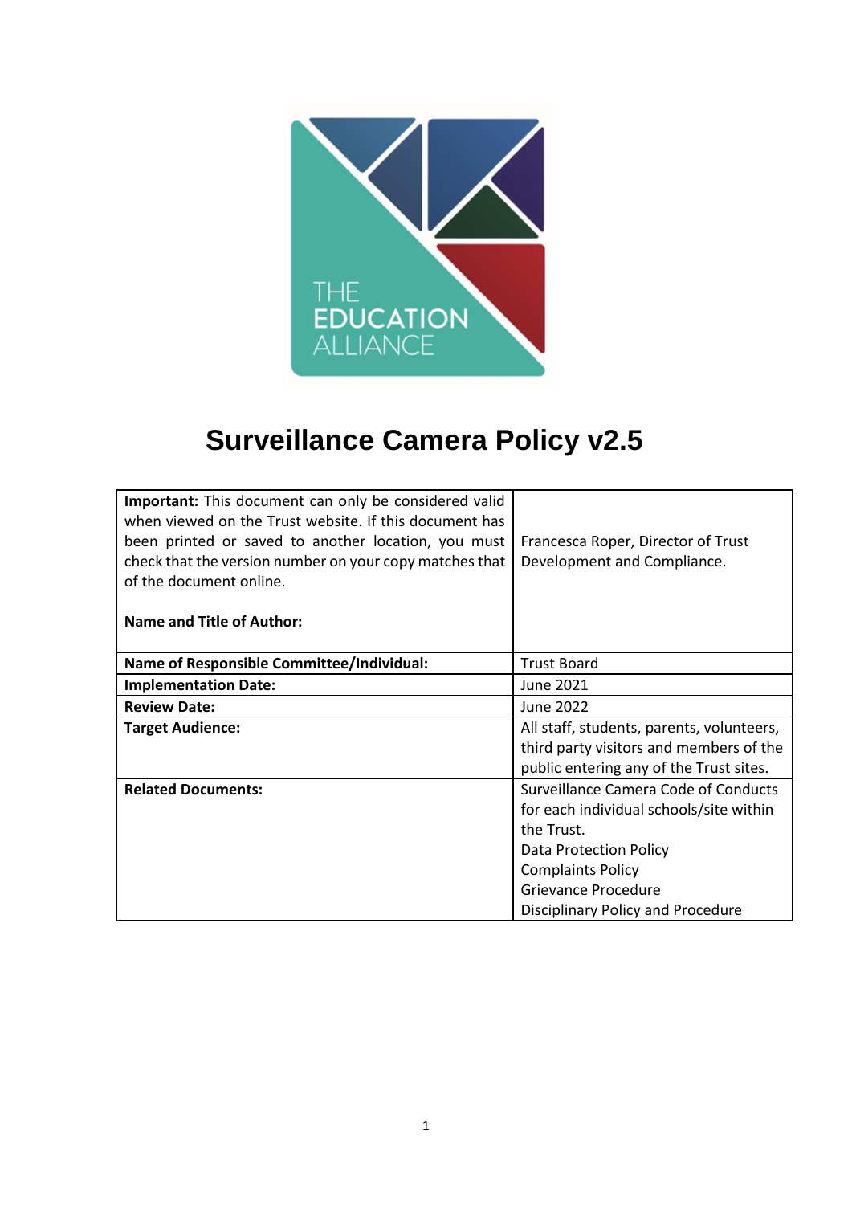THE EDUCATION ALLIANCE

# Surveillance Camera Policy v2.5

| | |
|---|---|
| **Important:** This document can only be considered valid when viewed on the Trust website. If this document has been printed or saved to another location, you must check that the version number on your copy matches that of the document online.<br><br>**Name and Title of Author:** | Francesca Roper, Director of Trust Development and Compliance. |
| **Name of Responsible Committee/Individual:** | Trust Board |
| **Implementation Date:** | June 2021 |
| **Review Date:** | June 2022 |
| **Target Audience:** | All staff, students, parents, volunteers, third party visitors and members of the public entering any of the Trust sites. |
| **Related Documents:** | Surveillance Camera Code of Conducts for each individual schools/site within the Trust.<br>Data Protection Policy<br>Complaints Policy<br>Grievance Procedure<br>Disciplinary Policy and Procedure |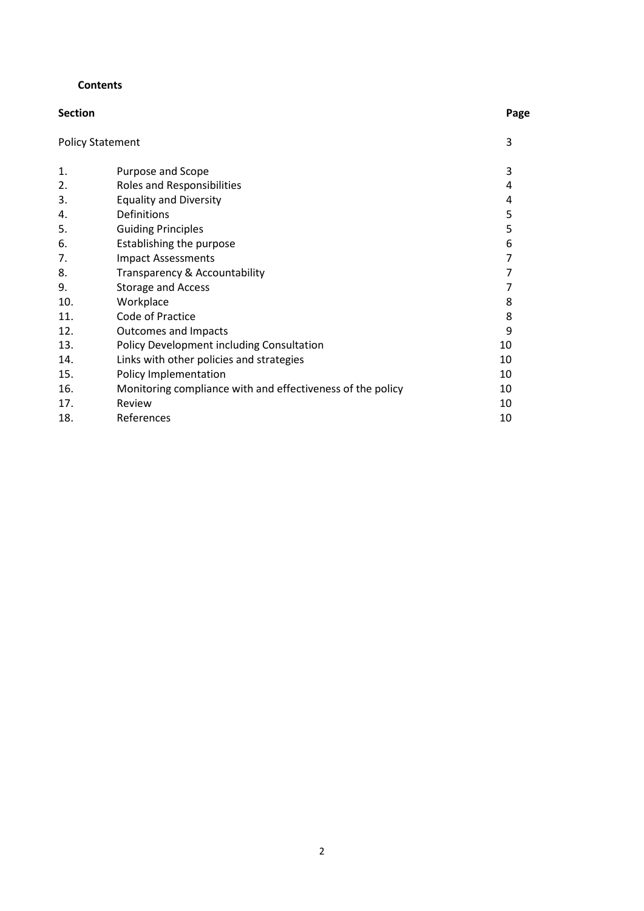**Contents**

| Section | | Page |
|---|---|---|
| Policy Statement | | 3 |
| 1. | Purpose and Scope | 3 |
| 2. | Roles and Responsibilities | 4 |
| 3. | Equality and Diversity | 4 |
| 4. | Definitions | 5 |
| 5. | Guiding Principles | 5 |
| 6. | Establishing the purpose | 6 |
| 7. | Impact Assessments | 7 |
| 8. | Transparency & Accountability | 7 |
| 9. | Storage and Access | 7 |
| 10. | Workplace | 8 |
| 11. | Code of Practice | 8 |
| 12. | Outcomes and Impacts | 9 |
| 13. | Policy Development including Consultation | 10 |
| 14. | Links with other policies and strategies | 10 |
| 15. | Policy Implementation | 10 |
| 16. | Monitoring compliance with and effectiveness of the policy | 10 |
| 17. | Review | 10 |
| 18. | References | 10 |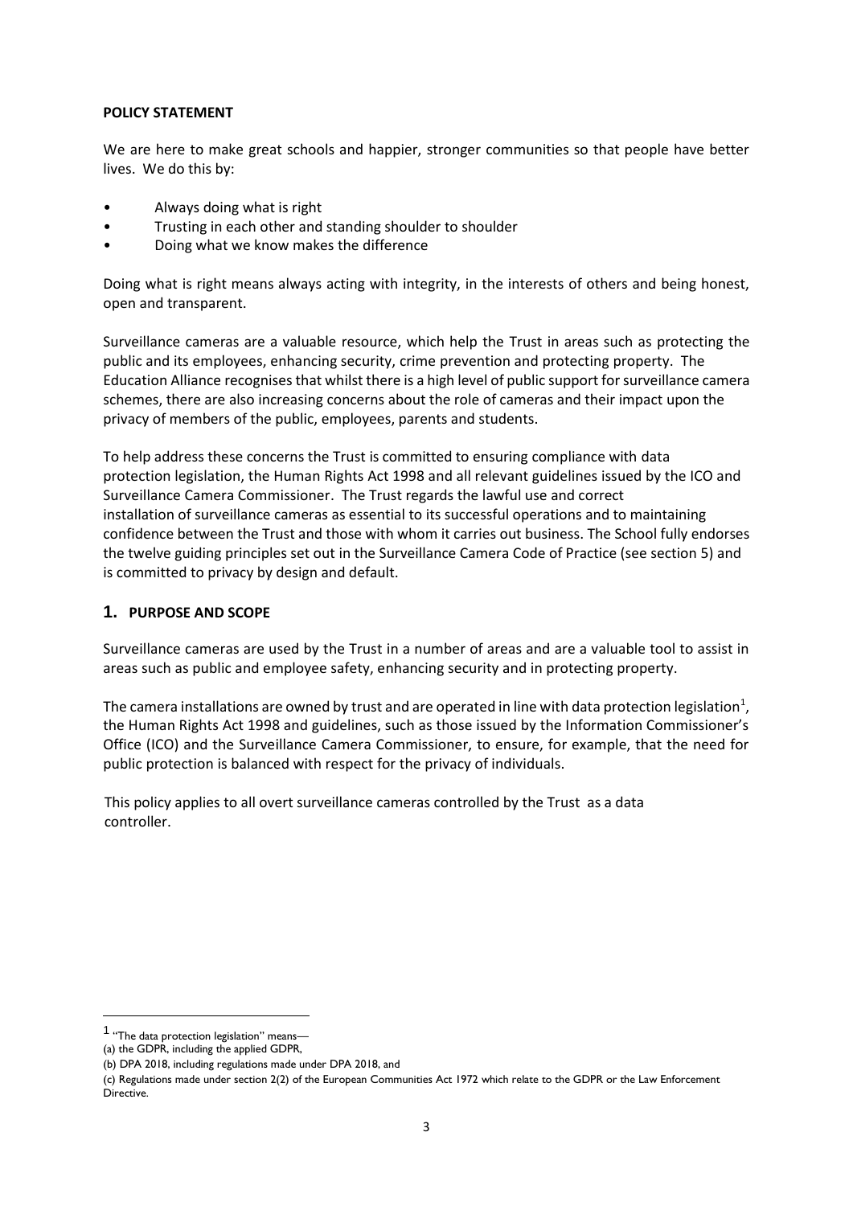**POLICY STATEMENT**

We are here to make great schools and happier, stronger communities so that people have better lives. We do this by:

- Always doing what is right
- Trusting in each other and standing shoulder to shoulder
- Doing what we know makes the difference

Doing what is right means always acting with integrity, in the interests of others and being honest, open and transparent.

Surveillance cameras are a valuable resource, which help the Trust in areas such as protecting the public and its employees, enhancing security, crime prevention and protecting property. The Education Alliance recognises that whilst there is a high level of public support for surveillance camera schemes, there are also increasing concerns about the role of cameras and their impact upon the privacy of members of the public, employees, parents and students.

To help address these concerns the Trust is committed to ensuring compliance with data protection legislation, the Human Rights Act 1998 and all relevant guidelines issued by the ICO and Surveillance Camera Commissioner. The Trust regards the lawful use and correct installation of surveillance cameras as essential to its successful operations and to maintaining confidence between the Trust and those with whom it carries out business. The School fully endorses the twelve guiding principles set out in the Surveillance Camera Code of Practice (see section 5) and is committed to privacy by design and default.

## 1. PURPOSE AND SCOPE

Surveillance cameras are used by the Trust in a number of areas and are a valuable tool to assist in areas such as public and employee safety, enhancing security and in protecting property.

The camera installations are owned by trust and are operated in line with data protection legislation[1], the Human Rights Act 1998 and guidelines, such as those issued by the Information Commissioner's Office (ICO) and the Surveillance Camera Commissioner, to ensure, for example, that the need for public protection is balanced with respect for the privacy of individuals.

This policy applies to all overt surveillance cameras controlled by the Trust as a data controller.

---

[1] "The data protection legislation" means—
(a) the GDPR, including the applied GDPR,
(b) DPA 2018, including regulations made under DPA 2018, and
(c) Regulations made under section 2(2) of the European Communities Act 1972 which relate to the GDPR or the Law Enforcement Directive.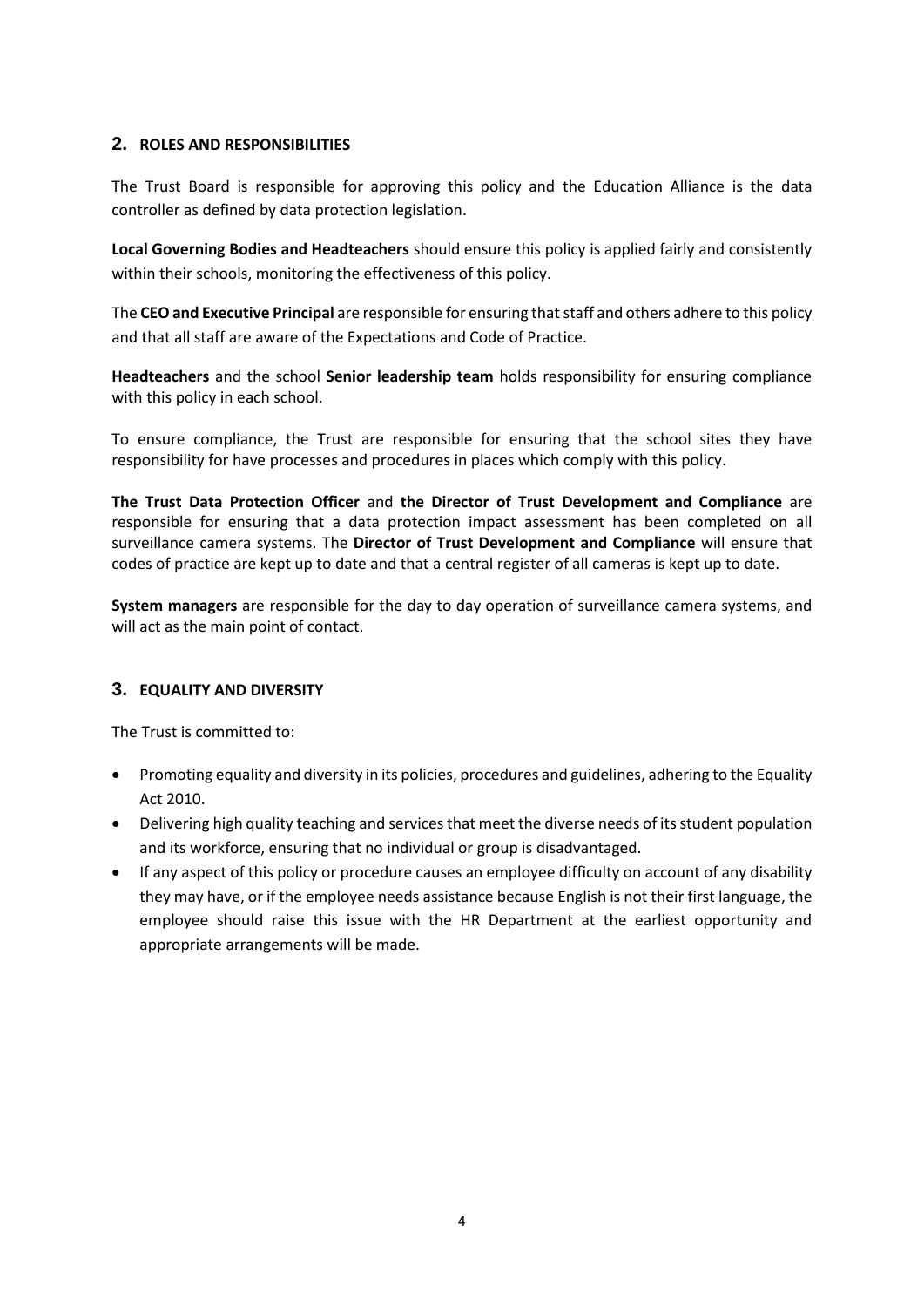## 2. ROLES AND RESPONSIBILITIES

The Trust Board is responsible for approving this policy and the Education Alliance is the data controller as defined by data protection legislation.

**Local Governing Bodies and Headteachers** should ensure this policy is applied fairly and consistently within their schools, monitoring the effectiveness of this policy.

The **CEO and Executive Principal** are responsible for ensuring that staff and others adhere to this policy and that all staff are aware of the Expectations and Code of Practice.

**Headteachers** and the school **Senior leadership team** holds responsibility for ensuring compliance with this policy in each school.

To ensure compliance, the Trust are responsible for ensuring that the school sites they have responsibility for have processes and procedures in places which comply with this policy.

**The Trust Data Protection Officer** and **the Director of Trust Development and Compliance** are responsible for ensuring that a data protection impact assessment has been completed on all surveillance camera systems. The **Director of Trust Development and Compliance** will ensure that codes of practice are kept up to date and that a central register of all cameras is kept up to date.

**System managers** are responsible for the day to day operation of surveillance camera systems, and will act as the main point of contact.

## 3. EQUALITY AND DIVERSITY

The Trust is committed to:

- Promoting equality and diversity in its policies, procedures and guidelines, adhering to the Equality Act 2010.
- Delivering high quality teaching and services that meet the diverse needs of its student population and its workforce, ensuring that no individual or group is disadvantaged.
- If any aspect of this policy or procedure causes an employee difficulty on account of any disability they may have, or if the employee needs assistance because English is not their first language, the employee should raise this issue with the HR Department at the earliest opportunity and appropriate arrangements will be made.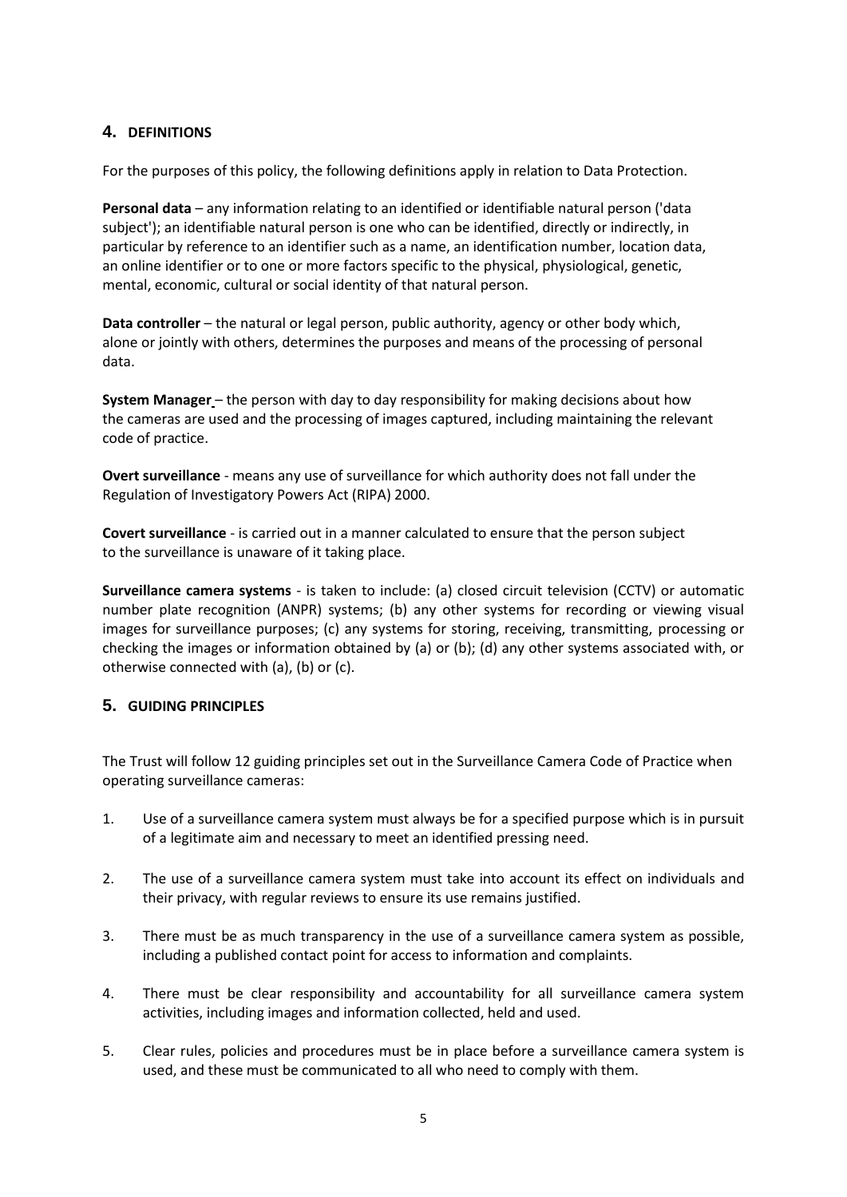## 4. DEFINITIONS

For the purposes of this policy, the following definitions apply in relation to Data Protection.

**Personal data** – any information relating to an identified or identifiable natural person ('data subject'); an identifiable natural person is one who can be identified, directly or indirectly, in particular by reference to an identifier such as a name, an identification number, location data, an online identifier or to one or more factors specific to the physical, physiological, genetic, mental, economic, cultural or social identity of that natural person.

**Data controller** – the natural or legal person, public authority, agency or other body which, alone or jointly with others, determines the purposes and means of the processing of personal data.

**System Manager** – the person with day to day responsibility for making decisions about how the cameras are used and the processing of images captured, including maintaining the relevant code of practice.

**Overt surveillance** - means any use of surveillance for which authority does not fall under the Regulation of Investigatory Powers Act (RIPA) 2000.

**Covert surveillance** - is carried out in a manner calculated to ensure that the person subject to the surveillance is unaware of it taking place.

**Surveillance camera systems** - is taken to include: (a) closed circuit television (CCTV) or automatic number plate recognition (ANPR) systems; (b) any other systems for recording or viewing visual images for surveillance purposes; (c) any systems for storing, receiving, transmitting, processing or checking the images or information obtained by (a) or (b); (d) any other systems associated with, or otherwise connected with (a), (b) or (c).

## 5. GUIDING PRINCIPLES

The Trust will follow 12 guiding principles set out in the Surveillance Camera Code of Practice when operating surveillance cameras:

1. Use of a surveillance camera system must always be for a specified purpose which is in pursuit of a legitimate aim and necessary to meet an identified pressing need.
2. The use of a surveillance camera system must take into account its effect on individuals and their privacy, with regular reviews to ensure its use remains justified.
3. There must be as much transparency in the use of a surveillance camera system as possible, including a published contact point for access to information and complaints.
4. There must be clear responsibility and accountability for all surveillance camera system activities, including images and information collected, held and used.
5. Clear rules, policies and procedures must be in place before a surveillance camera system is used, and these must be communicated to all who need to comply with them.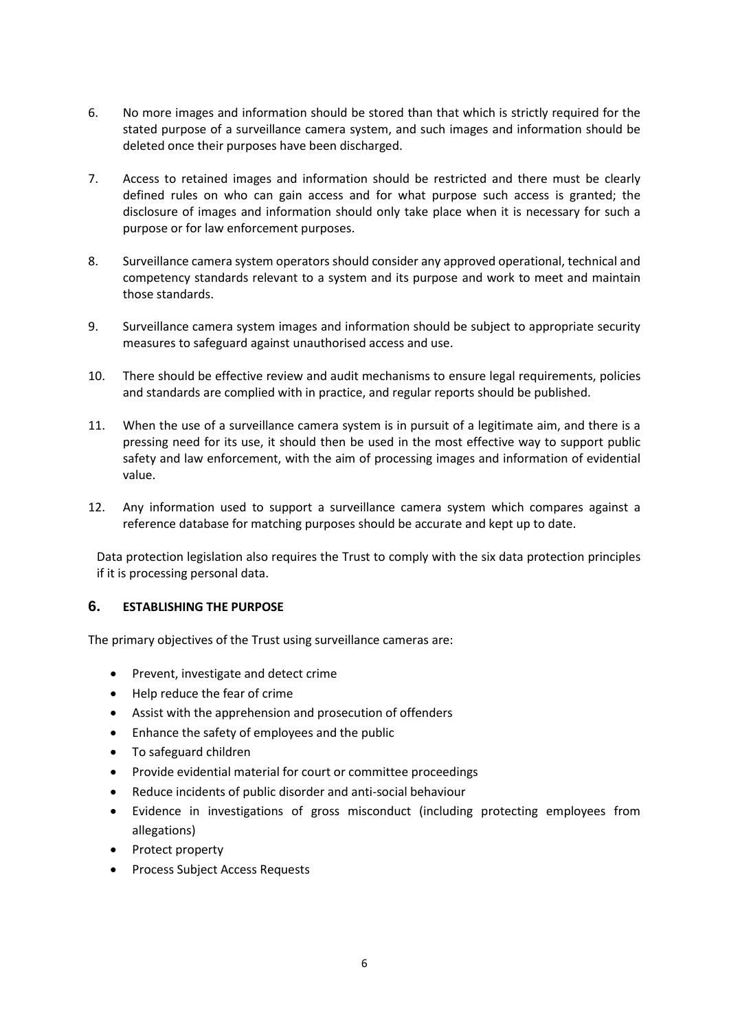6. No more images and information should be stored than that which is strictly required for the stated purpose of a surveillance camera system, and such images and information should be deleted once their purposes have been discharged.

7. Access to retained images and information should be restricted and there must be clearly defined rules on who can gain access and for what purpose such access is granted; the disclosure of images and information should only take place when it is necessary for such a purpose or for law enforcement purposes.

8. Surveillance camera system operators should consider any approved operational, technical and competency standards relevant to a system and its purpose and work to meet and maintain those standards.

9. Surveillance camera system images and information should be subject to appropriate security measures to safeguard against unauthorised access and use.

10. There should be effective review and audit mechanisms to ensure legal requirements, policies and standards are complied with in practice, and regular reports should be published.

11. When the use of a surveillance camera system is in pursuit of a legitimate aim, and there is a pressing need for its use, it should then be used in the most effective way to support public safety and law enforcement, with the aim of processing images and information of evidential value.

12. Any information used to support a surveillance camera system which compares against a reference database for matching purposes should be accurate and kept up to date.

Data protection legislation also requires the Trust to comply with the six data protection principles if it is processing personal data.

## 6. ESTABLISHING THE PURPOSE

The primary objectives of the Trust using surveillance cameras are:

- Prevent, investigate and detect crime
- Help reduce the fear of crime
- Assist with the apprehension and prosecution of offenders
- Enhance the safety of employees and the public
- To safeguard children
- Provide evidential material for court or committee proceedings
- Reduce incidents of public disorder and anti-social behaviour
- Evidence in investigations of gross misconduct (including protecting employees from allegations)
- Protect property
- Process Subject Access Requests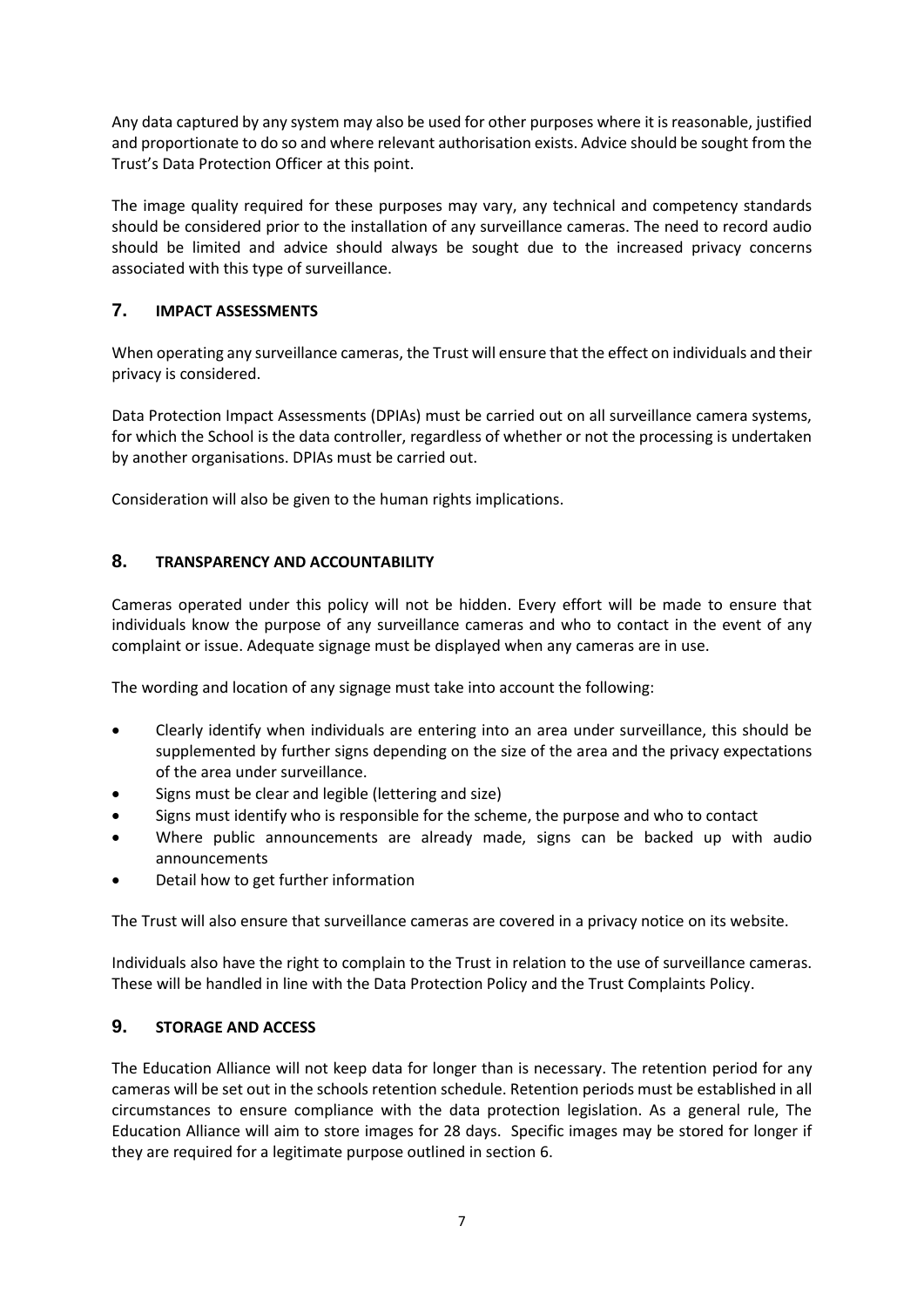Any data captured by any system may also be used for other purposes where it is reasonable, justified and proportionate to do so and where relevant authorisation exists. Advice should be sought from the Trust's Data Protection Officer at this point.

The image quality required for these purposes may vary, any technical and competency standards should be considered prior to the installation of any surveillance cameras. The need to record audio should be limited and advice should always be sought due to the increased privacy concerns associated with this type of surveillance.

## 7. IMPACT ASSESSMENTS

When operating any surveillance cameras, the Trust will ensure that the effect on individuals and their privacy is considered.

Data Protection Impact Assessments (DPIAs) must be carried out on all surveillance camera systems, for which the School is the data controller, regardless of whether or not the processing is undertaken by another organisations. DPIAs must be carried out.

Consideration will also be given to the human rights implications.

## 8. TRANSPARENCY AND ACCOUNTABILITY

Cameras operated under this policy will not be hidden. Every effort will be made to ensure that individuals know the purpose of any surveillance cameras and who to contact in the event of any complaint or issue. Adequate signage must be displayed when any cameras are in use.

The wording and location of any signage must take into account the following:

- Clearly identify when individuals are entering into an area under surveillance, this should be supplemented by further signs depending on the size of the area and the privacy expectations of the area under surveillance.
- Signs must be clear and legible (lettering and size)
- Signs must identify who is responsible for the scheme, the purpose and who to contact
- Where public announcements are already made, signs can be backed up with audio announcements
- Detail how to get further information

The Trust will also ensure that surveillance cameras are covered in a privacy notice on its website.

Individuals also have the right to complain to the Trust in relation to the use of surveillance cameras. These will be handled in line with the Data Protection Policy and the Trust Complaints Policy.

## 9. STORAGE AND ACCESS

The Education Alliance will not keep data for longer than is necessary. The retention period for any cameras will be set out in the schools retention schedule. Retention periods must be established in all circumstances to ensure compliance with the data protection legislation. As a general rule, The Education Alliance will aim to store images for 28 days. Specific images may be stored for longer if they are required for a legitimate purpose outlined in section 6.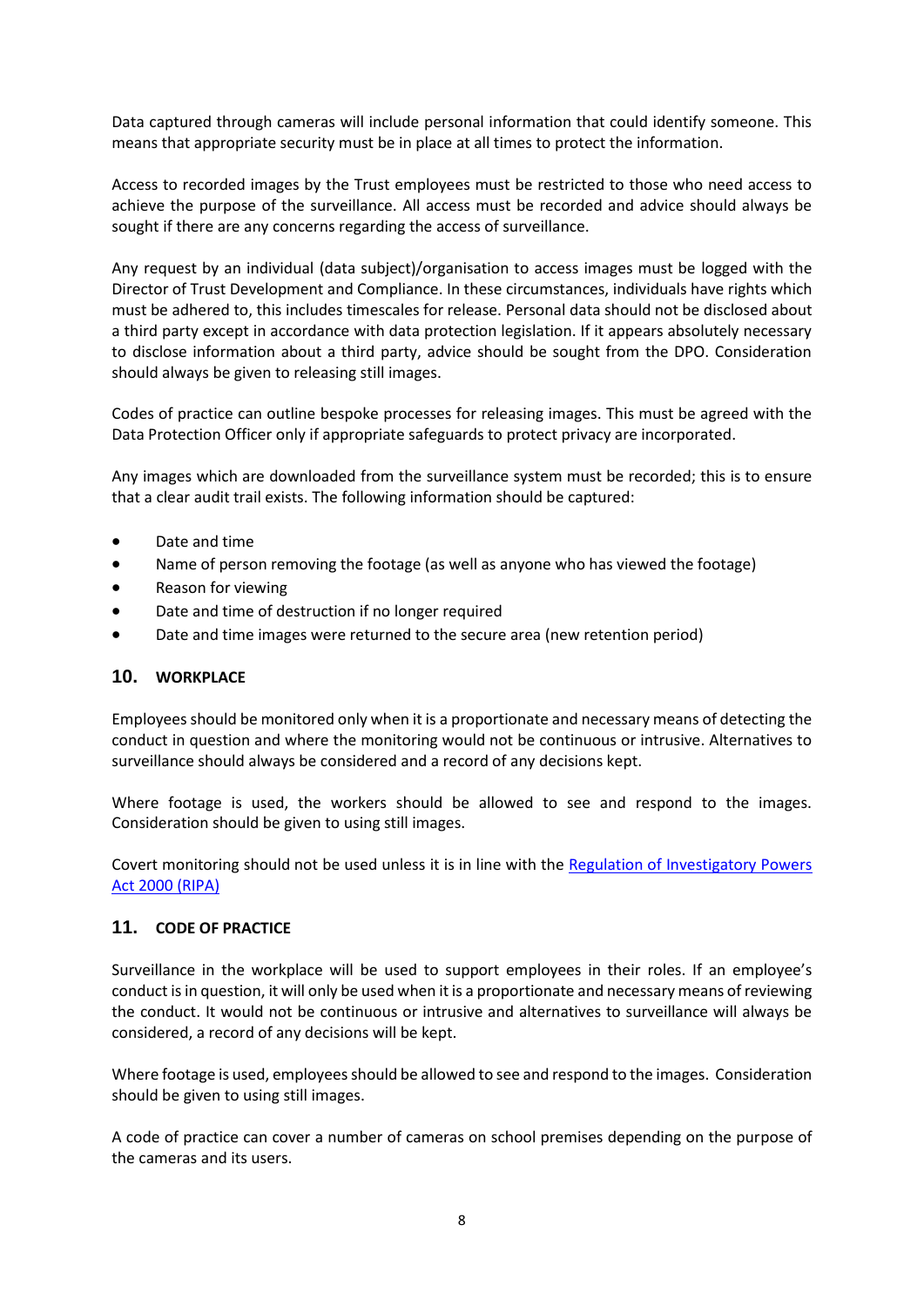Data captured through cameras will include personal information that could identify someone. This means that appropriate security must be in place at all times to protect the information.

Access to recorded images by the Trust employees must be restricted to those who need access to achieve the purpose of the surveillance. All access must be recorded and advice should always be sought if there are any concerns regarding the access of surveillance.

Any request by an individual (data subject)/organisation to access images must be logged with the Director of Trust Development and Compliance. In these circumstances, individuals have rights which must be adhered to, this includes timescales for release. Personal data should not be disclosed about a third party except in accordance with data protection legislation. If it appears absolutely necessary to disclose information about a third party, advice should be sought from the DPO. Consideration should always be given to releasing still images.

Codes of practice can outline bespoke processes for releasing images. This must be agreed with the Data Protection Officer only if appropriate safeguards to protect privacy are incorporated.

Any images which are downloaded from the surveillance system must be recorded; this is to ensure that a clear audit trail exists. The following information should be captured:

- Date and time
- Name of person removing the footage (as well as anyone who has viewed the footage)
- Reason for viewing
- Date and time of destruction if no longer required
- Date and time images were returned to the secure area (new retention period)

## 10. WORKPLACE

Employees should be monitored only when it is a proportionate and necessary means of detecting the conduct in question and where the monitoring would not be continuous or intrusive. Alternatives to surveillance should always be considered and a record of any decisions kept.

Where footage is used, the workers should be allowed to see and respond to the images. Consideration should be given to using still images.

Covert monitoring should not be used unless it is in line with the [Regulation of Investigatory Powers Act 2000 (RIPA)]

## 11. CODE OF PRACTICE

Surveillance in the workplace will be used to support employees in their roles. If an employee's conduct is in question, it will only be used when it is a proportionate and necessary means of reviewing the conduct. It would not be continuous or intrusive and alternatives to surveillance will always be considered, a record of any decisions will be kept.

Where footage is used, employees should be allowed to see and respond to the images. Consideration should be given to using still images.

A code of practice can cover a number of cameras on school premises depending on the purpose of the cameras and its users.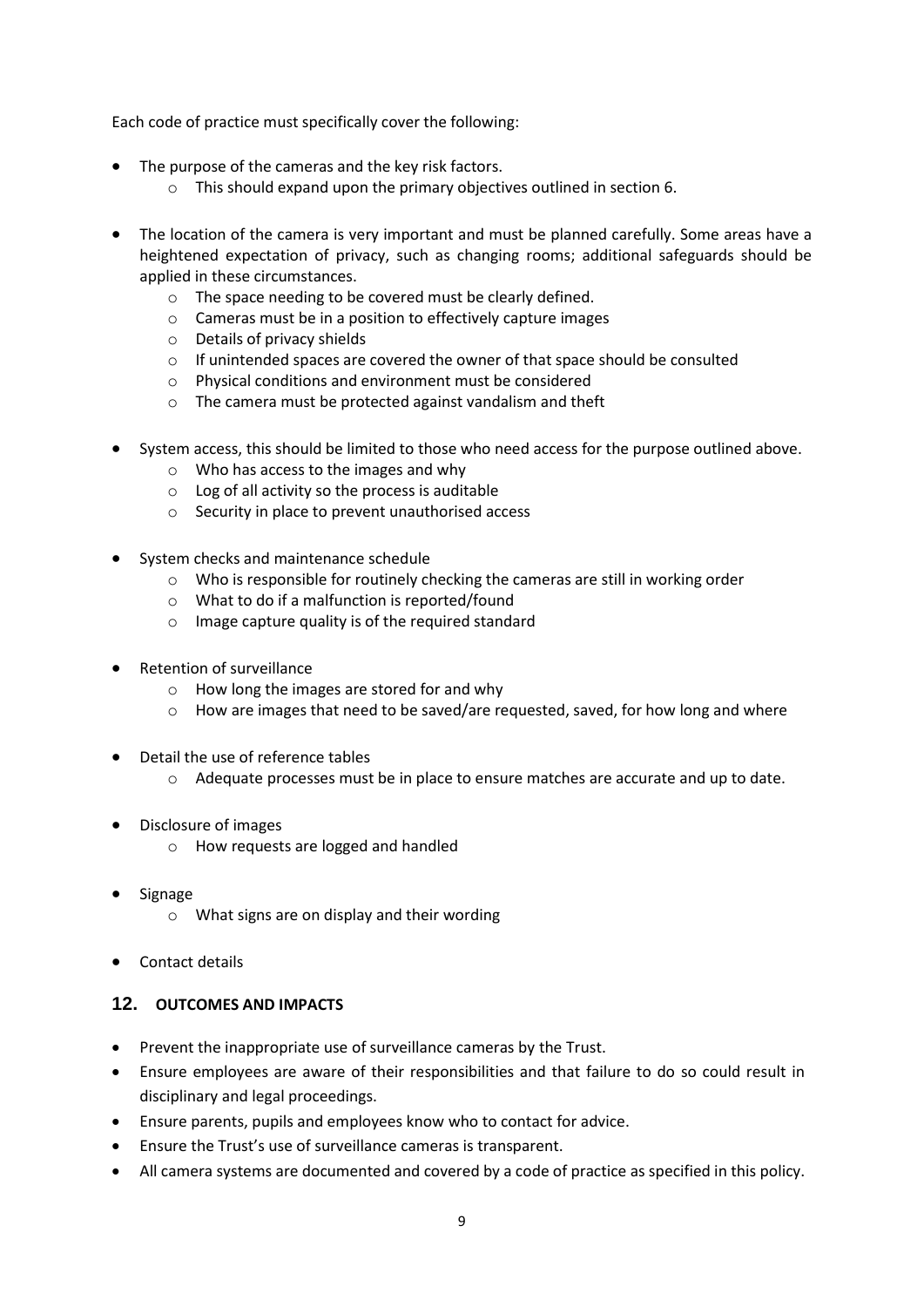Each code of practice must specifically cover the following:

- The purpose of the cameras and the key risk factors.
  - This should expand upon the primary objectives outlined in section 6.
- The location of the camera is very important and must be planned carefully. Some areas have a heightened expectation of privacy, such as changing rooms; additional safeguards should be applied in these circumstances.
  - The space needing to be covered must be clearly defined.
  - Cameras must be in a position to effectively capture images
  - Details of privacy shields
  - If unintended spaces are covered the owner of that space should be consulted
  - Physical conditions and environment must be considered
  - The camera must be protected against vandalism and theft
- System access, this should be limited to those who need access for the purpose outlined above.
  - Who has access to the images and why
  - Log of all activity so the process is auditable
  - Security in place to prevent unauthorised access
- System checks and maintenance schedule
  - Who is responsible for routinely checking the cameras are still in working order
  - What to do if a malfunction is reported/found
  - Image capture quality is of the required standard
- Retention of surveillance
  - How long the images are stored for and why
  - How are images that need to be saved/are requested, saved, for how long and where
- Detail the use of reference tables
  - Adequate processes must be in place to ensure matches are accurate and up to date.
- Disclosure of images
  - How requests are logged and handled
- Signage
  - What signs are on display and their wording
- Contact details

## 12. OUTCOMES AND IMPACTS

- Prevent the inappropriate use of surveillance cameras by the Trust.
- Ensure employees are aware of their responsibilities and that failure to do so could result in disciplinary and legal proceedings.
- Ensure parents, pupils and employees know who to contact for advice.
- Ensure the Trust's use of surveillance cameras is transparent.
- All camera systems are documented and covered by a code of practice as specified in this policy.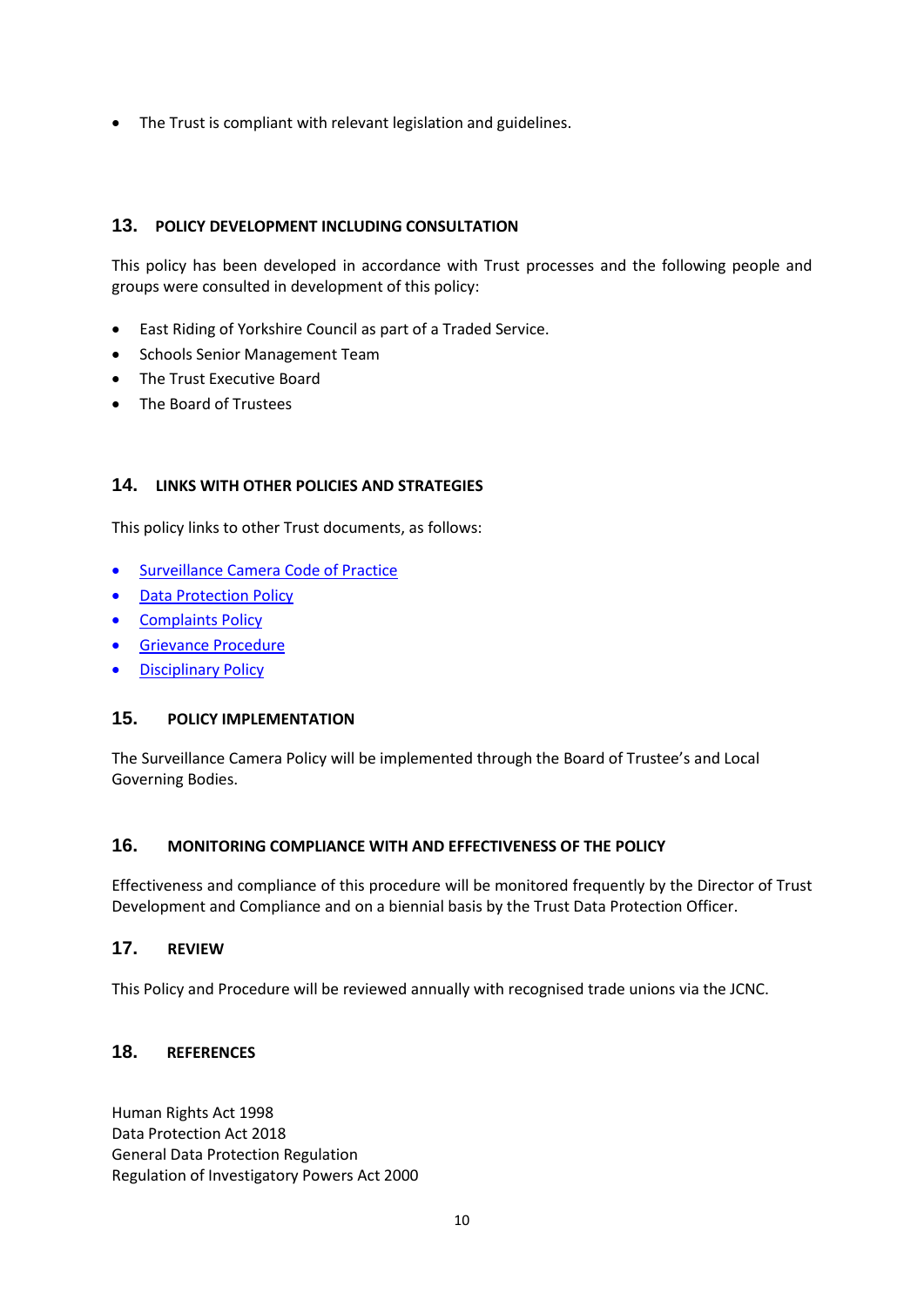- The Trust is compliant with relevant legislation and guidelines.

## 13. POLICY DEVELOPMENT INCLUDING CONSULTATION

This policy has been developed in accordance with Trust processes and the following people and groups were consulted in development of this policy:

- East Riding of Yorkshire Council as part of a Traded Service.
- Schools Senior Management Team
- The Trust Executive Board
- The Board of Trustees

## 14. LINKS WITH OTHER POLICIES AND STRATEGIES

This policy links to other Trust documents, as follows:

- Surveillance Camera Code of Practice
- Data Protection Policy
- Complaints Policy
- Grievance Procedure
- Disciplinary Policy

## 15. POLICY IMPLEMENTATION

The Surveillance Camera Policy will be implemented through the Board of Trustee's and Local Governing Bodies.

## 16. MONITORING COMPLIANCE WITH AND EFFECTIVENESS OF THE POLICY

Effectiveness and compliance of this procedure will be monitored frequently by the Director of Trust Development and Compliance and on a biennial basis by the Trust Data Protection Officer.

## 17. REVIEW

This Policy and Procedure will be reviewed annually with recognised trade unions via the JCNC.

## 18. REFERENCES

Human Rights Act 1998
Data Protection Act 2018
General Data Protection Regulation
Regulation of Investigatory Powers Act 2000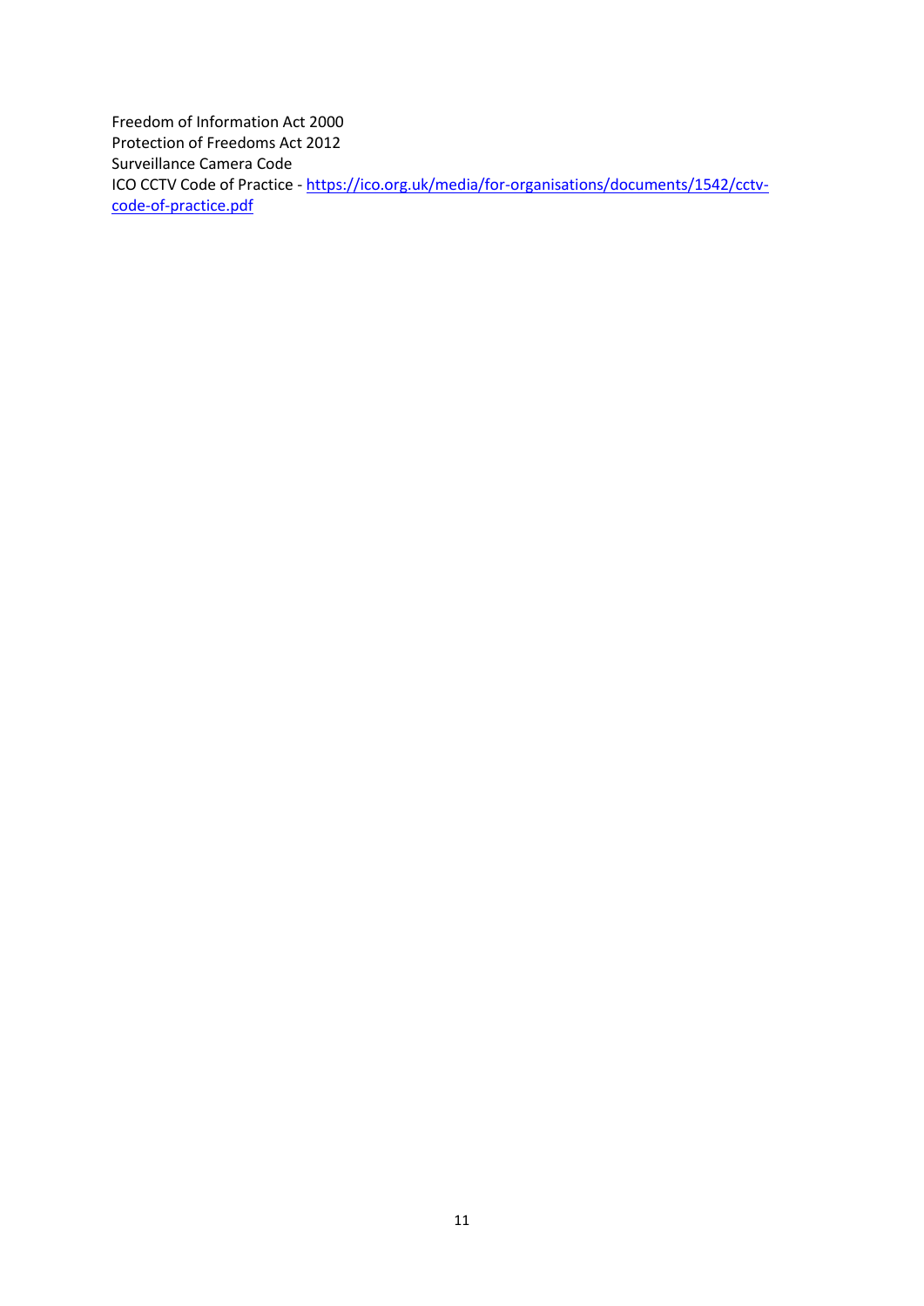Freedom of Information Act 2000
Protection of Freedoms Act 2012
Surveillance Camera Code
ICO CCTV Code of Practice - [https://ico.org.uk/media/for-organisations/documents/1542/cctv-code-of-practice.pdf](https://ico.org.uk/media/for-organisations/documents/1542/cctv-code-of-practice.pdf)